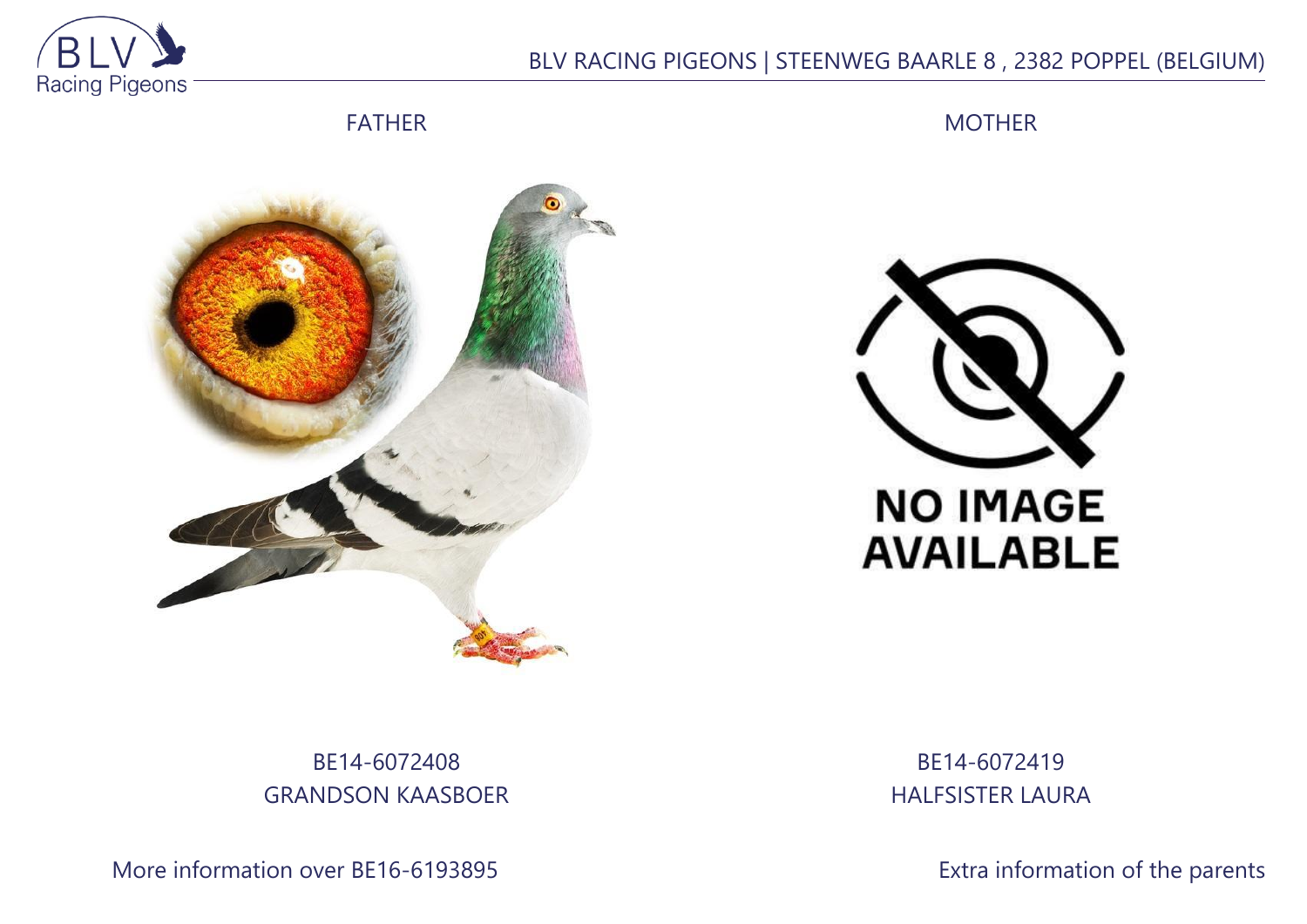BLV RACING PIGEONS | STEENWEG BAARLE 8 , 2382 POPPEL (BELGIUM)

| FATHER | MOTHER |
| --- | --- |
| BE14-6072408 | BE14-6072419 |
| GRANDSON KAASBOER | HALFSISTER LAURA |

More information over BE16-6193895

Extra information of the parents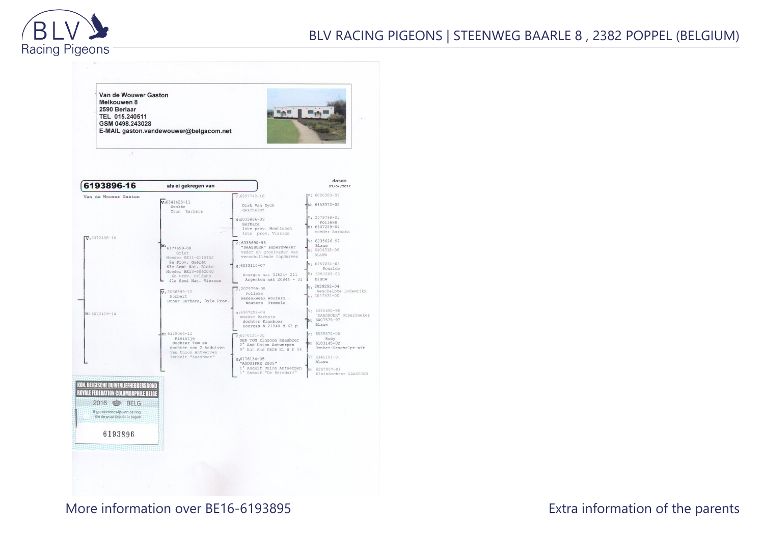Van de Wouwer Gaston
Melkouwen 8
2590 Berlaar
TEL 015.240511
GSM 0498.243028
E-MAIL gaston.vandewouwer@belgacom.net

**6193896-16** als ei gekregen van

datum
07/04/2017

Van de Wouwer Gaston

V: 6072408-14

M: 6072419-14

V: 6341425-11
Swakke
Zoon Barbara

M: 6177699-08
Griet
Moeder BE11-6119152
9e Prov. Guérêt
63e Semi Nat. Blois
Moeder BE13-6062040
6e Prov. Orléans
41e Semi Nat. Vierzon

V: 2036399-12
Norbert
Broer Barbara, 3xle Prov.

M: 6119064-11
Kleintje
dochter Tom en
dochter van 2 Asduiven
van Union Antwerpen
inteelt "Kaasboer"

V: 6297742-10
Dirk Van Dyck
geschelpt

M: 2035886-09
Barbara
1ste prov. Montlucon
1ste prov. Vierzon

V: 6335690-98
"KAASBOER" superkweker
vader en grootvader van
verschillende topduiven

M: 6033110-07
Bourges nat 31824- 211
Argenton nat 20844 - 31

V: 2079799-05
Polleke
samenkweek Wouters -
Wouters Tremelo

M: 6307259-04
moeder Barbara
dochter Kaasboer
Bourges-N 21940 d-63 p

V: 6176121-05
DEN TOM Kleinzoon Kaasboer
2° Asd Union Antwerpen
9° Nat Asd KBDB Kl H F 06

M: 6176134-05
"ASDUIFKE 2005"
1° Asduif Union Antwerpen
1° Asduif "De Reisduif"

V: 6086300-03
M: 6453372-05

V: 2079799-05
Polleke
M: 6307259-04
moeder Barbara

V: 6235626-92
Blauw
M: 6404318-96
BLAUW

V: 6257231-03
Ronaldo
M: 6257209-03
Blauw

V: 2029292-04
Geschelpte Lodewijkx
M: 2047531-00

V: 6335690-98
"KAASBOER" superkweker
M: 6407575-97
Blauw

V: 6535572-00
Rudy
M: 6183145-02
Donker-Geschelpt-wit

V: 6345101-01
Blauw
M: 6257007-03
Kleindochter KAASBOER

KON. BELGISCHE DUIVENLIEFHEBBERSBOND
ROYALE FÉDÉRATION COLOMBOPHILE BELGE
2016 BELG
Eigendomsbewijs van de ring
Titre de propriété de la bague
6193896

More information over BE16-6193895

Extra information of the parents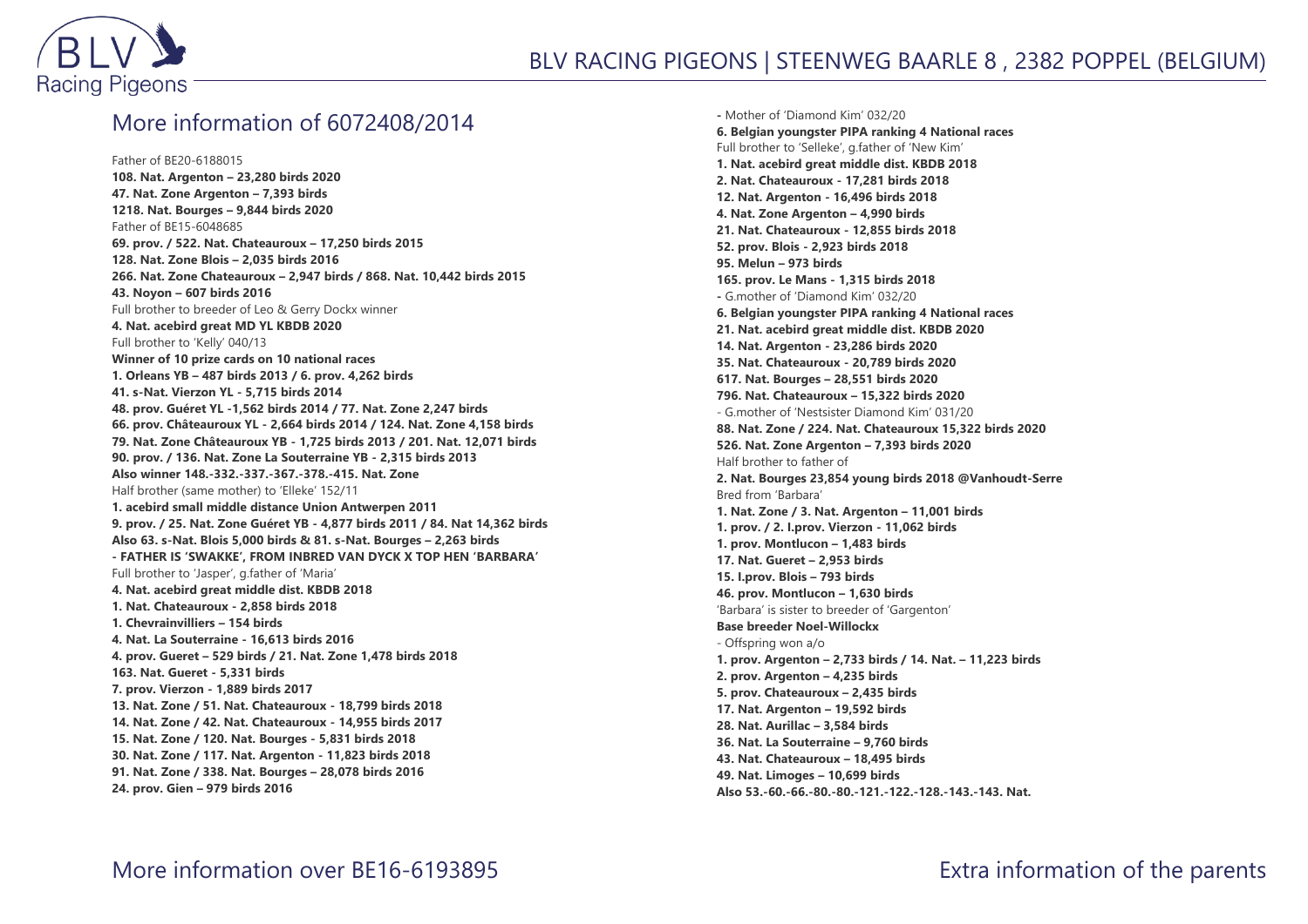## More information of 6072408/2014

Father of BE20-6188015
**108. Nat. Argenton – 23,280 birds 2020**
**47. Nat. Zone Argenton – 7,393 birds**
**1218. Nat. Bourges – 9,844 birds 2020**
Father of BE15-6048685
**69. prov. / 522. Nat. Chateauroux – 17,250 birds 2015**
**128. Nat. Zone Blois – 2,035 birds 2016**
**266. Nat. Zone Chateauroux – 2,947 birds / 868. Nat. 10,442 birds 2015**
**43. Noyon – 607 birds 2016**
Full brother to breeder of Leo & Gerry Dockx winner
**4. Nat. acebird great MD YL KBDB 2020**
Full brother to 'Kelly' 040/13
**Winner of 10 prize cards on 10 national races**
**1. Orleans YB – 487 birds 2013 / 6. prov. 4,262 birds**
**41. s-Nat. Vierzon YL - 5,715 birds 2014**
**48. prov. Guéret YL -1,562 birds 2014 / 77. Nat. Zone 2,247 birds**
**66. prov. Châteauroux YL - 2,664 birds 2014 / 124. Nat. Zone 4,158 birds**
**79. Nat. Zone Châteauroux YB - 1,725 birds 2013 / 201. Nat. 12,071 birds**
**90. prov. / 136. Nat. Zone La Souterraine YB - 2,315 birds 2013**
**Also winner 148.-332.-337.-367.-378.-415. Nat. Zone**
Half brother (same mother) to 'Elleke' 152/11
**1. acebird small middle distance Union Antwerpen 2011**
**9. prov. / 25. Nat. Zone Guéret YB - 4,877 birds 2011 / 84. Nat 14,362 birds**
**Also 63. s-Nat. Blois 5,000 birds & 81. s-Nat. Bourges – 2,263 birds**
**- FATHER IS 'SWAKKE', FROM INBRED VAN DYCK X TOP HEN 'BARBARA'**
Full brother to 'Jasper', g.father of 'Maria'
**4. Nat. acebird great middle dist. KBDB 2018**
**1. Nat. Chateauroux - 2,858 birds 2018**
**1. Chevrainvilliers – 154 birds**
**4. Nat. La Souterraine - 16,613 birds 2016**
**4. prov. Gueret – 529 birds / 21. Nat. Zone 1,478 birds 2018**
**163. Nat. Gueret - 5,331 birds**
**7. prov. Vierzon - 1,889 birds 2017**
**13. Nat. Zone / 51. Nat. Chateauroux - 18,799 birds 2018**
**14. Nat. Zone / 42. Nat. Chateauroux - 14,955 birds 2017**
**15. Nat. Zone / 120. Nat. Bourges - 5,831 birds 2018**
**30. Nat. Zone / 117. Nat. Argenton - 11,823 birds 2018**
**91. Nat. Zone / 338. Nat. Bourges – 28,078 birds 2016**
**24. prov. Gien – 979 birds 2016**

- Mother of 'Diamond Kim' 032/20
**6. Belgian youngster PIPA ranking 4 National races**
Full brother to 'Selleke', g.father of 'New Kim'
**1. Nat. acebird great middle dist. KBDB 2018**
**2. Nat. Chateauroux - 17,281 birds 2018**
**12. Nat. Argenton - 16,496 birds 2018**
**4. Nat. Zone Argenton – 4,990 birds**
**21. Nat. Chateauroux - 12,855 birds 2018**
**52. prov. Blois - 2,923 birds 2018**
**95. Melun – 973 birds**
**165. prov. Le Mans - 1,315 birds 2018**
- G.mother of 'Diamond Kim' 032/20
**6. Belgian youngster PIPA ranking 4 National races**
**21. Nat. acebird great middle dist. KBDB 2020**
**14. Nat. Argenton - 23,286 birds 2020**
**35. Nat. Chateauroux – 20,789 birds 2020**
**617. Nat. Bourges – 28,551 birds 2020**
**796. Nat. Chateauroux – 15,322 birds 2020**
- G.mother of 'Nestsister Diamond Kim' 031/20
**88. Nat. Zone / 224. Nat. Chateauroux 15,322 birds 2020**
**526. Nat. Zone Argenton – 7,393 birds 2020**
Half brother to father of
**2. Nat. Bourges 23,854 young birds 2018 @Vanhoudt-Serre**
Bred from 'Barbara'
**1. Nat. Zone / 3. Nat. Argenton – 11,001 birds**
**1. prov. / 2. I.prov. Vierzon - 11,062 birds**
**1. prov. Montlucon – 1,483 birds**
**17. Nat. Gueret – 2,953 birds**
**15. I.prov. Blois – 793 birds**
**46. prov. Montlucon – 1,630 birds**
'Barbara' is sister to breeder of 'Gargenton'
**Base breeder Noel-Willockx**
- Offspring won a/o
**1. prov. Argenton – 2,733 birds / 14. Nat. – 11,223 birds**
**2. prov. Argenton – 4,235 birds**
**5. prov. Chateauroux – 2,435 birds**
**17. Nat. Argenton – 19,592 birds**
**28. Nat. Aurillac – 3,584 birds**
**36. Nat. La Souterraine – 9,760 birds**
**43. Nat. Chateauroux – 18,495 birds**
**49. Nat. Limoges – 10,699 birds**
**Also 53.-60.-66.-80.-80.-121.-122.-128.-143.-143. Nat.**

## More information over BE16-6193895

## Extra information of the parents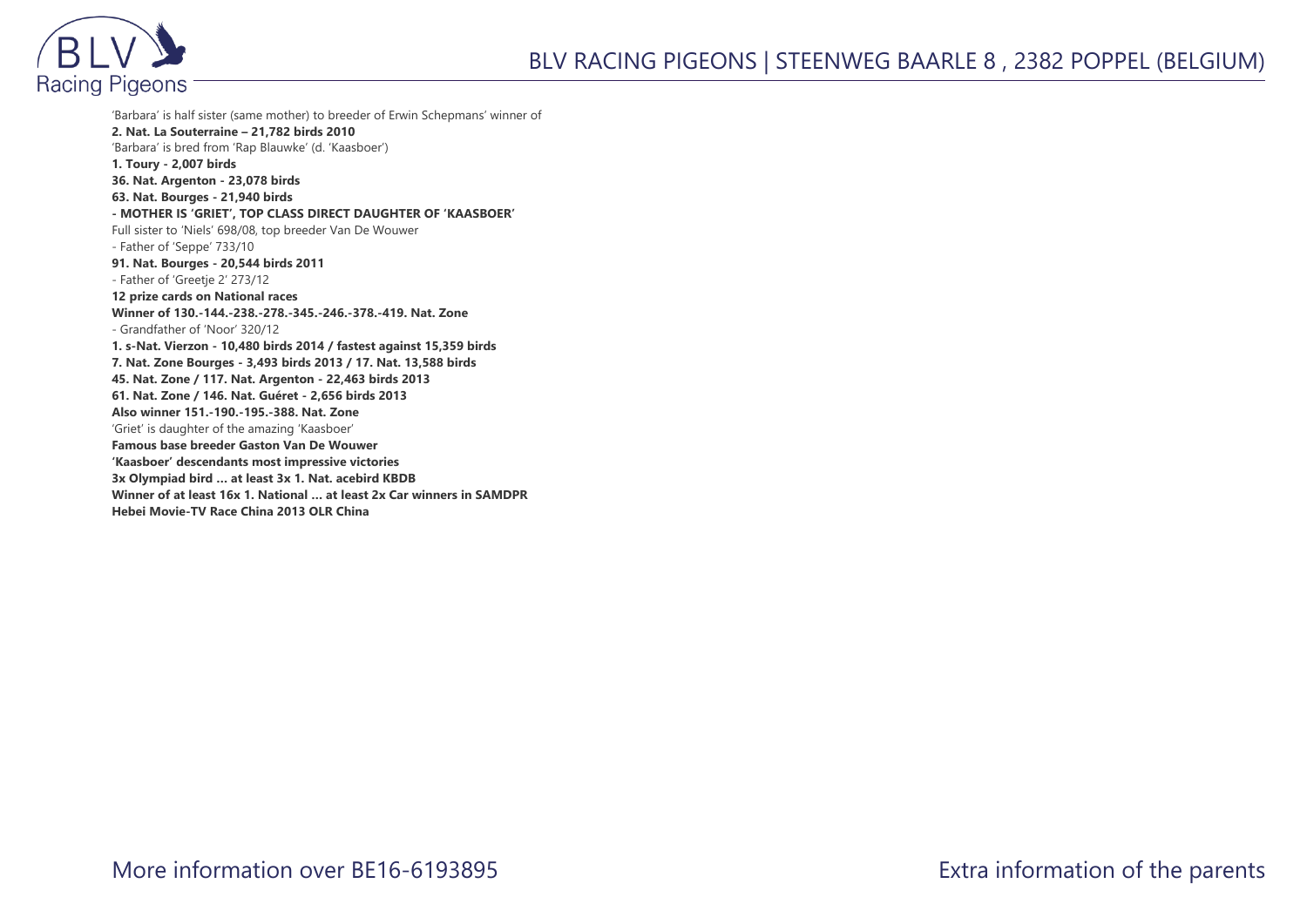'Barbara' is half sister (same mother) to breeder of Erwin Schepmans' winner of
**2. Nat. La Souterraine – 21,782 birds 2010**
'Barbara' is bred from 'Rap Blauwke' (d. 'Kaasboer')
**1. Toury - 2,007 birds**
**36. Nat. Argenton - 23,078 birds**
**63. Nat. Bourges - 21,940 birds**
**- MOTHER IS 'GRIET', TOP CLASS DIRECT DAUGHTER OF 'KAASBOER'**
Full sister to 'Niels' 698/08, top breeder Van De Wouwer
- Father of 'Seppe' 733/10
**91. Nat. Bourges - 20,544 birds 2011**
- Father of 'Greetje 2' 273/12
**12 prize cards on National races**
**Winner of 130.-144.-238.-278.-345.-246.-378.-419. Nat. Zone**
- Grandfather of 'Noor' 320/12
**1. s-Nat. Vierzon - 10,480 birds 2014 / fastest against 15,359 birds**
**7. Nat. Zone Bourges - 3,493 birds 2013 / 17. Nat. 13,588 birds**
**45. Nat. Zone / 117. Nat. Argenton - 22,463 birds 2013**
**61. Nat. Zone / 146. Nat. Guéret - 2,656 birds 2013**
**Also winner 151.-190.-195.-388. Nat. Zone**
'Griet' is daughter of the amazing 'Kaasboer'
**Famous base breeder Gaston Van De Wouwer**
**'Kaasboer' descendants most impressive victories**
**3x Olympiad bird ... at least 3x 1. Nat. acebird KBDB**
**Winner of at least 16x 1. National ... at least 2x Car winners in SAMDPR**
**Hebei Movie-TV Race China 2013 OLR China**

More information over BE16-6193895

Extra information of the parents